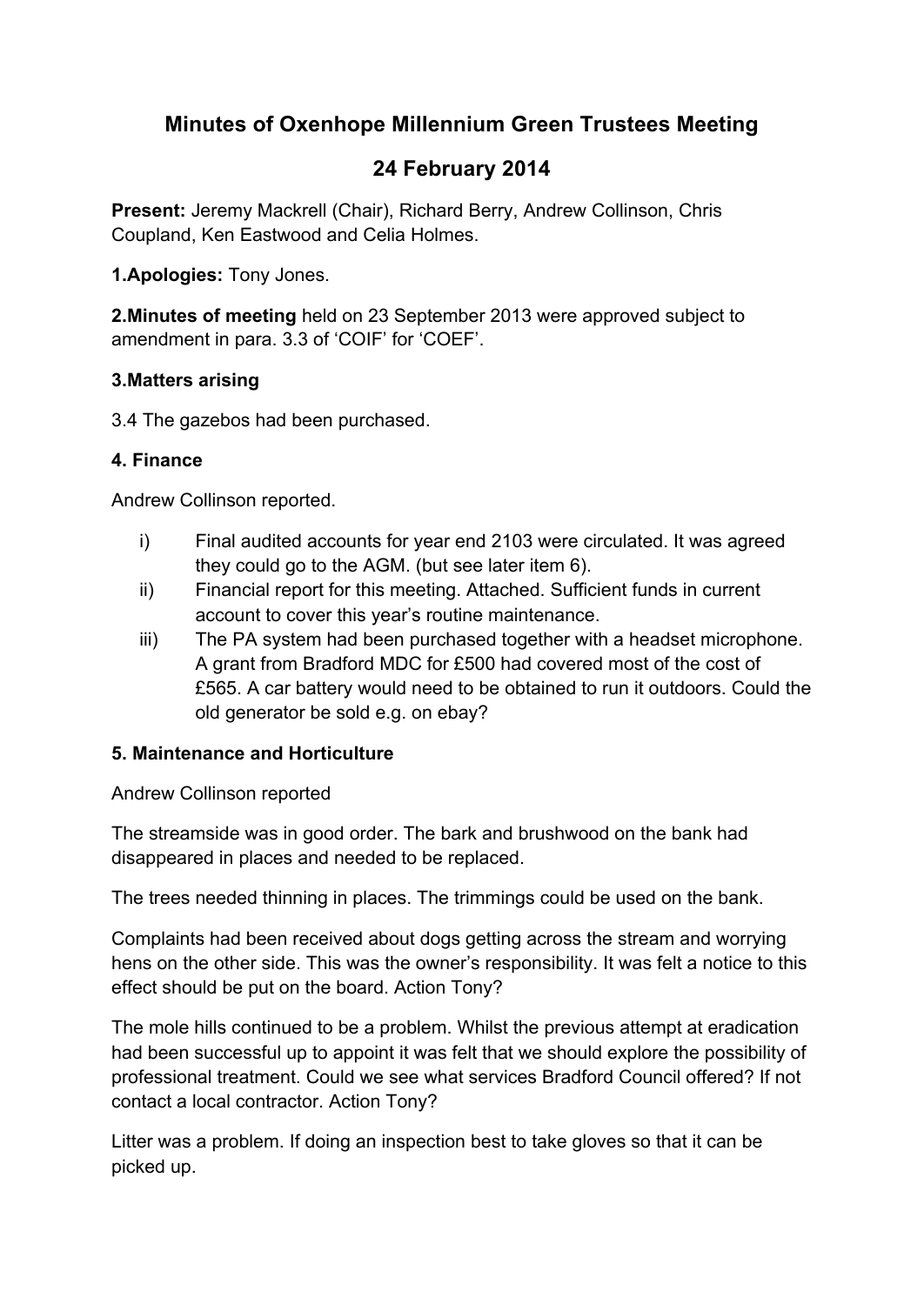# Minutes of Oxenhope Millennium Green Trustees Meeting

## 24 February 2014

**Present:** Jeremy Mackrell (Chair), Richard Berry, Andrew Collinson, Chris Coupland, Ken Eastwood and Celia Holmes.

**1.Apologies:** Tony Jones.

**2.Minutes of meeting** held on 23 September 2013 were approved subject to amendment in para. 3.3 of 'COIF' for 'COEF'.

**3.Matters arising**

3.4 The gazebos had been purchased.

**4. Finance**

Andrew Collinson reported.

i) Final audited accounts for year end 2103 were circulated. It was agreed they could go to the AGM. (but see later item 6).

ii) Financial report for this meeting. Attached. Sufficient funds in current account to cover this year's routine maintenance.

iii) The PA system had been purchased together with a headset microphone. A grant from Bradford MDC for £500 had covered most of the cost of £565. A car battery would need to be obtained to run it outdoors. Could the old generator be sold e.g. on ebay?

**5. Maintenance and Horticulture**

Andrew Collinson reported

The streamside was in good order. The bark and brushwood on the bank had disappeared in places and needed to be replaced.

The trees needed thinning in places. The trimmings could be used on the bank.

Complaints had been received about dogs getting across the stream and worrying hens on the other side. This was the owner's responsibility. It was felt a notice to this effect should be put on the board. Action Tony?

The mole hills continued to be a problem. Whilst the previous attempt at eradication had been successful up to appoint it was felt that we should explore the possibility of professional treatment. Could we see what services Bradford Council offered? If not contact a local contractor. Action Tony?

Litter was a problem. If doing an inspection best to take gloves so that it can be picked up.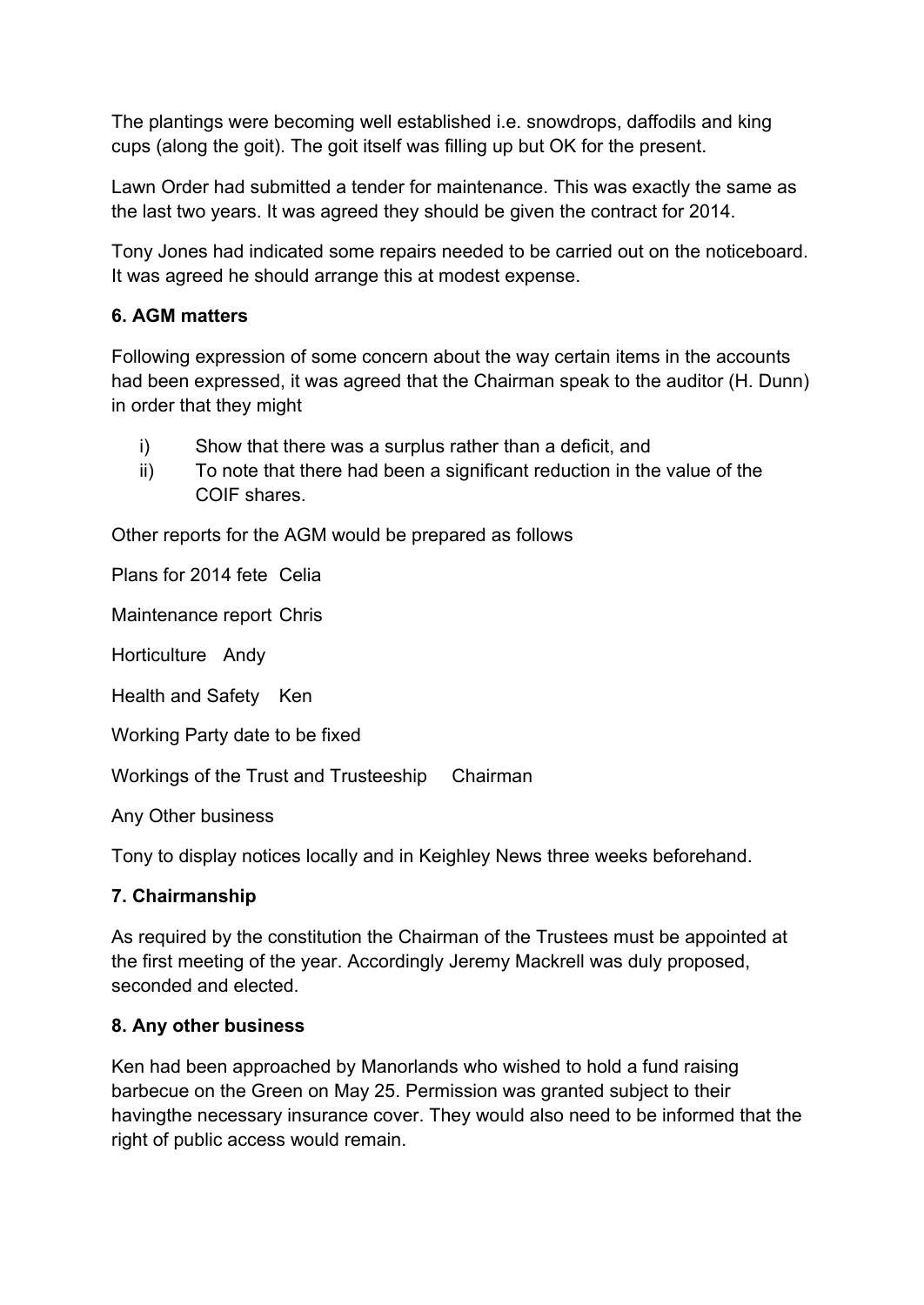The plantings were becoming well established i.e. snowdrops, daffodils and king cups (along the goit). The goit itself was filling up but OK for the present.

Lawn Order had submitted a tender for maintenance. This was exactly the same as the last two years. It was agreed they should be given the contract for 2014.

Tony Jones had indicated some repairs needed to be carried out on the noticeboard. It was agreed he should arrange this at modest expense.

**6. AGM matters**

Following expression of some concern about the way certain items in the accounts had been expressed, it was agreed that the Chairman speak to the auditor (H. Dunn) in order that they might

i) Show that there was a surplus rather than a deficit, and
ii) To note that there had been a significant reduction in the value of the COIF shares.

Other reports for the AGM would be prepared as follows

Plans for 2014 fete Celia

Maintenance report Chris

Horticulture Andy

Health and Safety Ken

Working Party date to be fixed

Workings of the Trust and Trusteeship Chairman

Any Other business

Tony to display notices locally and in Keighley News three weeks beforehand.

**7. Chairmanship**

As required by the constitution the Chairman of the Trustees must be appointed at the first meeting of the year. Accordingly Jeremy Mackrell was duly proposed, seconded and elected.

**8. Any other business**

Ken had been approached by Manorlands who wished to hold a fund raising barbecue on the Green on May 25. Permission was granted subject to their havingthe necessary insurance cover. They would also need to be informed that the right of public access would remain.